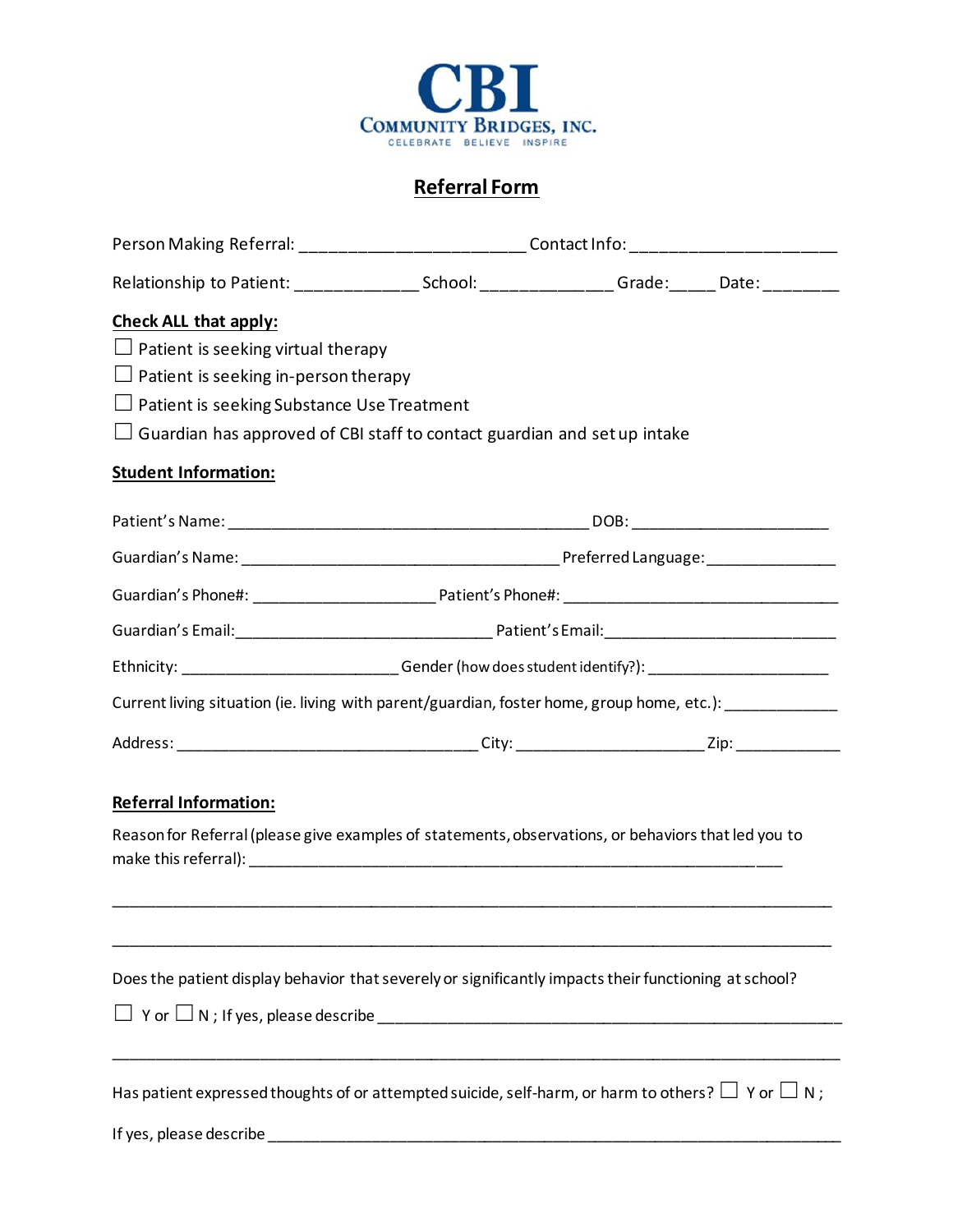# CBI

**Community Bridges, Inc.**

CELEBRATE BELIEVE INSPIRE

## Referral Form

Person Making Referral: ________________________ Contact Info: ______________________

Relationship to Patient: _____________ School: ______________ Grade:_____ Date: ________

**Check ALL that apply:**

- ☐ Patient is seeking virtual therapy
- ☐ Patient is seeking in-person therapy
- ☐ Patient is seeking Substance Use Treatment
- ☐ Guardian has approved of CBI staff to contact guardian and set up intake

**Student Information:**

Patient's Name: ______________________________________________ DOB: ________________________

Guardian's Name: ________________________________________ Preferred Language: ________________

Guardian's Phone#: _______________________ Patient's Phone#: _________________________________

Guardian's Email:________________________________ Patient's Email:___________________________

Ethnicity: ___________________________ Gender (how does student identify?): _____________________

Current living situation (ie. living with parent/guardian, foster home, group home, etc.): _____________

Address: ______________________________________ City: ________________________ Zip: ____________

**Referral Information:**

Reason for Referral (please give examples of statements, observations, or behaviors that led you to make this referral): ____________________________________________________________________

_____________________________________________________________________________________________

_____________________________________________________________________________________________

Does the patient display behavior that severely or significantly impacts their functioning at school?

☐ Y or ☐ N ; If yes, please describe ___________________________________________________________

_____________________________________________________________________________________________

Has patient expressed thoughts of or attempted suicide, self-harm, or harm to others? ☐ Y or ☐ N ;

If yes, please describe ___________________________________________________________________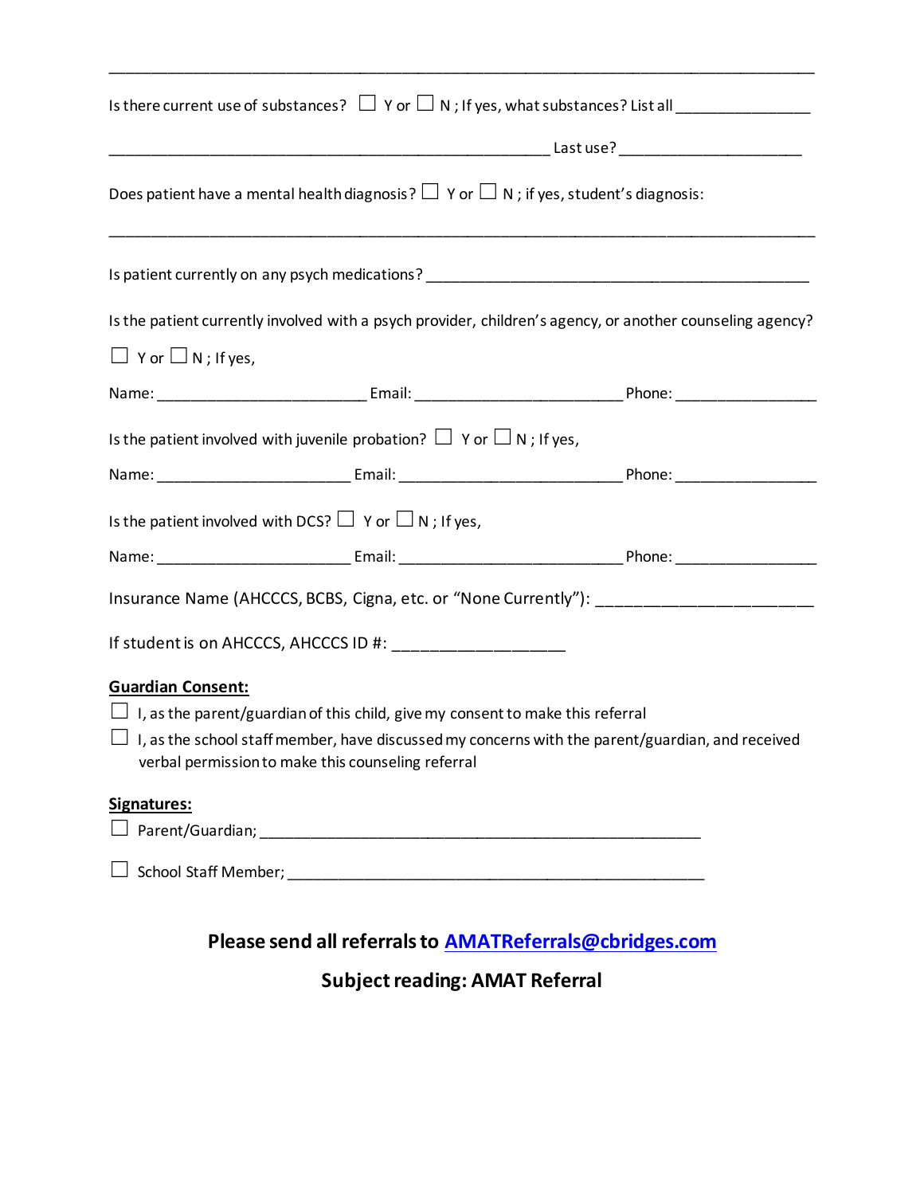______________________________________________________________________________

Is there current use of substances? ☐ Y or ☐ N ; If yes, what substances? List all ________________

_____________________________________________________ Last use? ______________________

Does patient have a mental health diagnosis? ☐ Y or ☐ N ; if yes, student's diagnosis:

______________________________________________________________________________

Is patient currently on any psych medications? _______________________________________________

Is the patient currently involved with a psych provider, children's agency, or another counseling agency?

☐ Y or ☐ N ; If yes,

Name: _________________________ Email: _________________________ Phone: _________________

Is the patient involved with juvenile probation? ☐ Y or ☐ N ; If yes,

Name: _______________________ Email: ___________________________ Phone: _________________

Is the patient involved with DCS? ☐ Y or ☐ N ; If yes,

Name: _______________________ Email: ___________________________ Phone: _________________

Insurance Name (AHCCCS, BCBS, Cigna, etc. or "None Currently"): ________________________

If student is on AHCCCS, AHCCCS ID #: ___________________

**Guardian Consent:**

☐ I, as the parent/guardian of this child, give my consent to make this referral

☐ I, as the school staff member, have discussed my concerns with the parent/guardian, and received verbal permission to make this counseling referral

**Signatures:**

☐ Parent/Guardian; ________________________________________________________

☐ School Staff Member; ___________________________________________________

**Please send all referrals to AMATReferrals@cbridges.com**

**Subject reading: AMAT Referral**